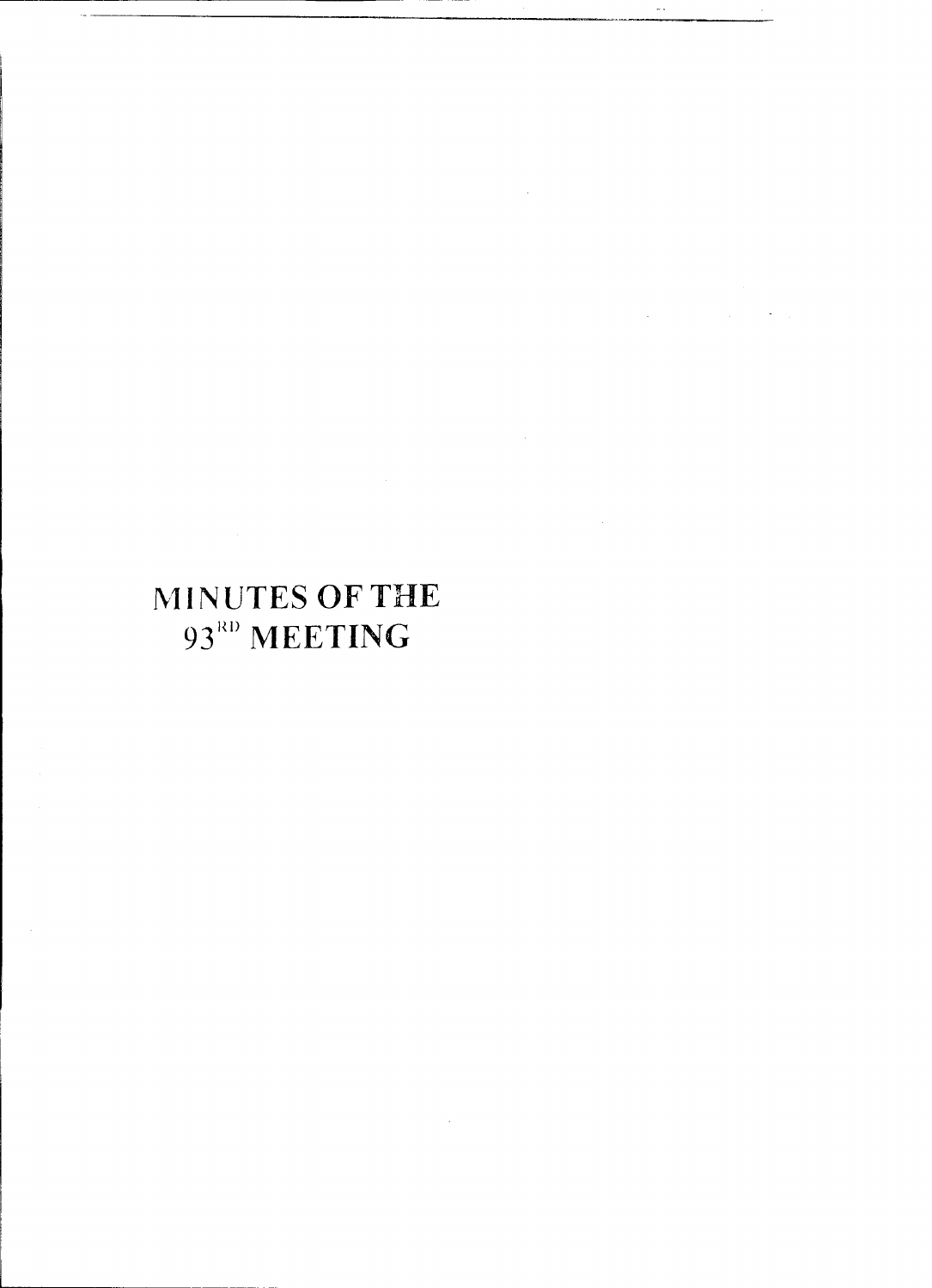# MINUTES OF THE 93[RD] MEETING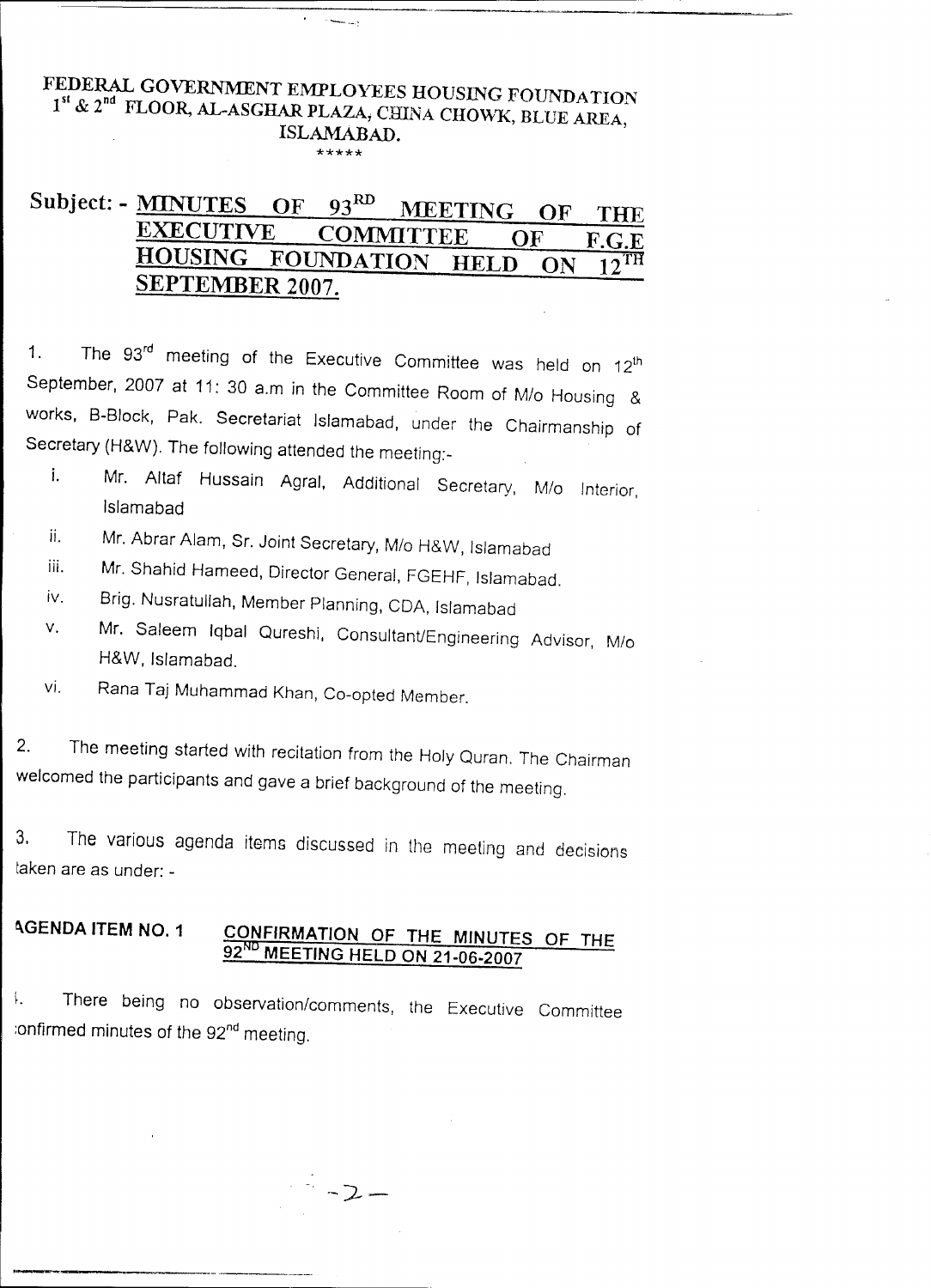# FEDERAL GOVERNMENT EMPLOYEES HOUSING FOUNDATION
## 1st & 2nd FLOOR, AL-ASGHAR PLAZA, CHINA CHOWK, BLUE AREA, ISLAMABAD.

*****

**Subject: - MINUTES OF 93RD MEETING OF THE EXECUTIVE COMMITTEE OF F.G.E HOUSING FOUNDATION HELD ON 12TH SEPTEMBER 2007.**

1. The 93rd meeting of the Executive Committee was held on 12th September, 2007 at 11: 30 a.m in the Committee Room of M/o Housing & works, B-Block, Pak. Secretariat Islamabad, under the Chairmanship of Secretary (H&W). The following attended the meeting:-

   i. Mr. Altaf Hussain Agral, Additional Secretary, M/o Interior, Islamabad
   ii. Mr. Abrar Alam, Sr. Joint Secretary, M/o H&W, Islamabad
   iii. Mr. Shahid Hameed, Director General, FGEHF, Islamabad.
   iv. Brig. Nusratullah, Member Planning, CDA, Islamabad
   v. Mr. Saleem Iqbal Qureshi, Consultant/Engineering Advisor, M/o H&W, Islamabad.
   vi. Rana Taj Muhammad Khan, Co-opted Member.

2. The meeting started with recitation from the Holy Quran. The Chairman welcomed the participants and gave a brief background of the meeting.

3. The various agenda items discussed in the meeting and decisions taken are as under: -

**AGENDA ITEM NO. 1 CONFIRMATION OF THE MINUTES OF THE 92ND MEETING HELD ON 21-06-2007**

i. There being no observation/comments, the Executive Committee confirmed minutes of the 92nd meeting.

-2-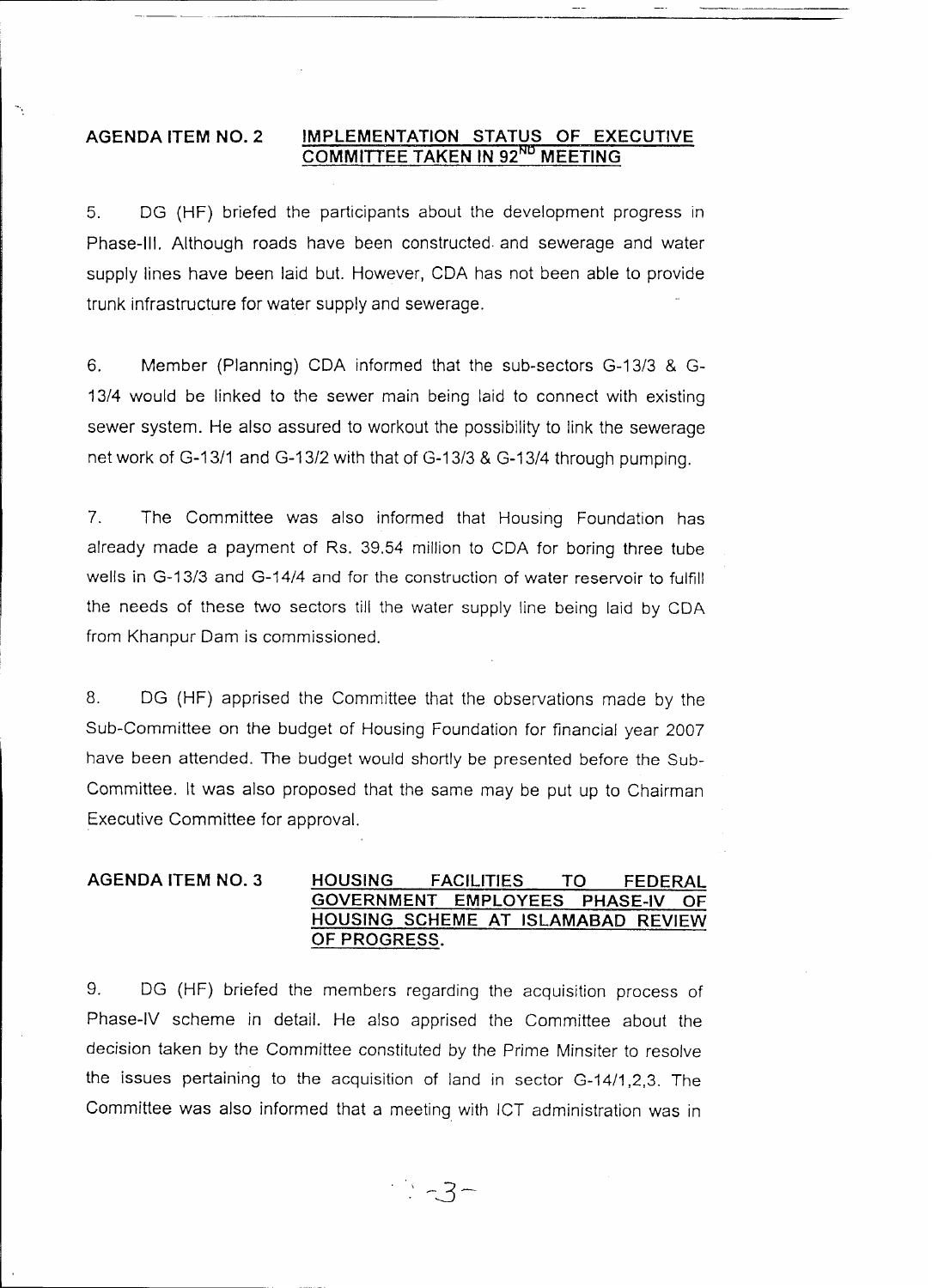**AGENDA ITEM NO. 2 — <u>IMPLEMENTATION STATUS OF EXECUTIVE COMMITTEE TAKEN IN 92ND MEETING</u>**

5. DG (HF) briefed the participants about the development progress in Phase-III. Although roads have been constructed and sewerage and water supply lines have been laid but. However, CDA has not been able to provide trunk infrastructure for water supply and sewerage.

6. Member (Planning) CDA informed that the sub-sectors G-13/3 & G-13/4 would be linked to the sewer main being laid to connect with existing sewer system. He also assured to workout the possibility to link the sewerage net work of G-13/1 and G-13/2 with that of G-13/3 & G-13/4 through pumping.

7. The Committee was also informed that Housing Foundation has already made a payment of Rs. 39.54 million to CDA for boring three tube wells in G-13/3 and G-14/4 and for the construction of water reservoir to fulfill the needs of these two sectors till the water supply line being laid by CDA from Khanpur Dam is commissioned.

8. DG (HF) apprised the Committee that the observations made by the Sub-Committee on the budget of Housing Foundation for financial year 2007 have been attended. The budget would shortly be presented before the Sub-Committee. It was also proposed that the same may be put up to Chairman Executive Committee for approval.

**AGENDA ITEM NO. 3 — <u>HOUSING FACILITIES TO FEDERAL GOVERNMENT EMPLOYEES PHASE-IV OF HOUSING SCHEME AT ISLAMABAD REVIEW OF PROGRESS.</u>**

9. DG (HF) briefed the members regarding the acquisition process of Phase-IV scheme in detail. He also apprised the Committee about the decision taken by the Committee constituted by the Prime Minsiter to resolve the issues pertaining to the acquisition of land in sector G-14/1,2,3. The Committee was also informed that a meeting with ICT administration was in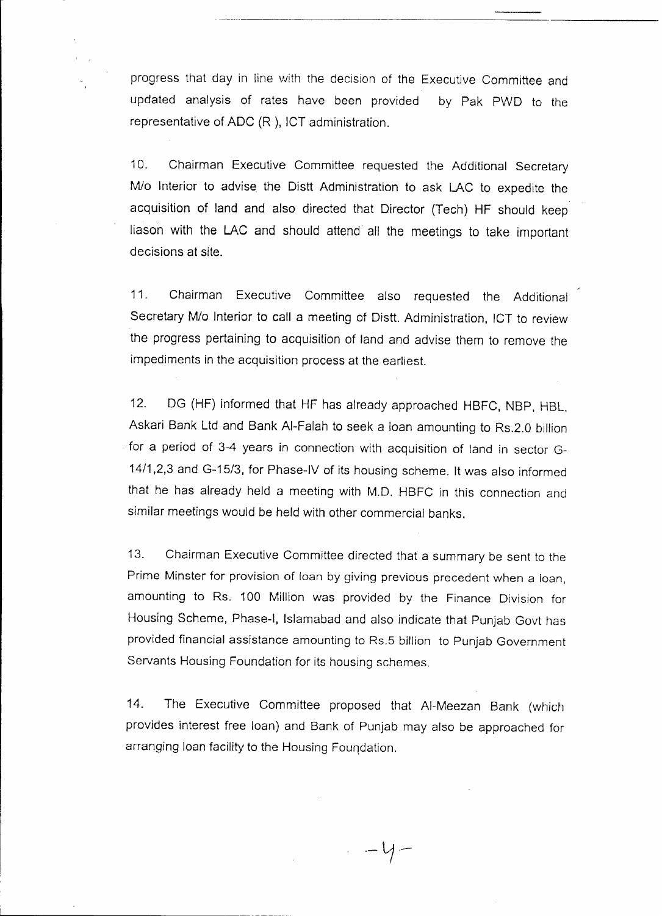progress that day in line with the decision of the Executive Committee and updated analysis of rates have been provided by Pak PWD to the representative of ADC (R ), ICT administration.

10. Chairman Executive Committee requested the Additional Secretary M/o Interior to advise the Distt Administration to ask LAC to expedite the acquisition of land and also directed that Director (Tech) HF should keep liason with the LAC and should attend all the meetings to take important decisions at site.

11. Chairman Executive Committee also requested the Additional Secretary M/o Interior to call a meeting of Distt. Administration, ICT to review the progress pertaining to acquisition of land and advise them to remove the impediments in the acquisition process at the earliest.

12. DG (HF) informed that HF has already approached HBFC, NBP, HBL, Askari Bank Ltd and Bank Al-Falah to seek a loan amounting to Rs.2.0 billion for a period of 3-4 years in connection with acquisition of land in sector G-14/1,2,3 and G-15/3, for Phase-IV of its housing scheme. It was also informed that he has already held a meeting with M.D. HBFC in this connection and similar meetings would be held with other commercial banks.

13. Chairman Executive Committee directed that a summary be sent to the Prime Minster for provision of loan by giving previous precedent when a loan, amounting to Rs. 100 Million was provided by the Finance Division for Housing Scheme, Phase-I, Islamabad and also indicate that Punjab Govt has provided financial assistance amounting to Rs.5 billion to Punjab Government Servants Housing Foundation for its housing schemes.

14. The Executive Committee proposed that Al-Meezan Bank (which provides interest free loan) and Bank of Punjab may also be approached for arranging loan facility to the Housing Foundation.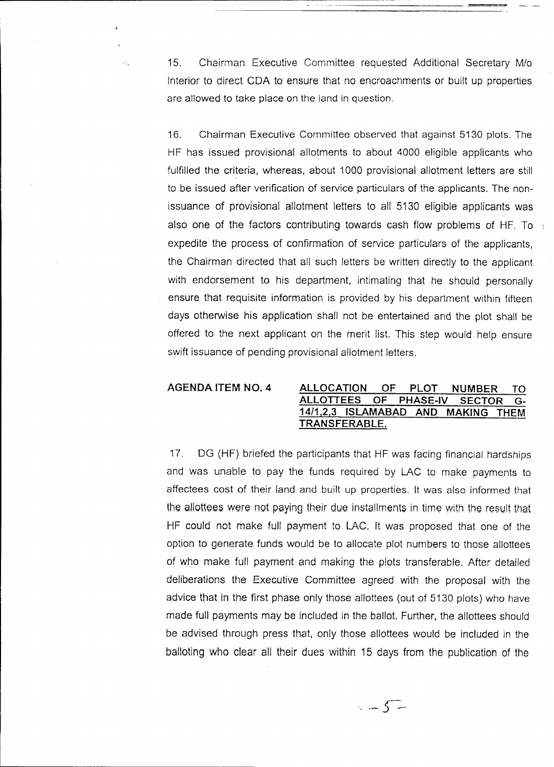15. Chairman Executive Committee requested Additional Secretary M/o Interior to direct CDA to ensure that no encroachments or built up properties are allowed to take place on the land in question.

16. Chairman Executive Committee observed that against 5130 plots. The HF has issued provisional allotments to about 4000 eligible applicants who fulfilled the criteria, whereas, about 1000 provisional allotment letters are still to be issued after verification of service particulars of the applicants. The non-issuance of provisional allotment letters to all 5130 eligible applicants was also one of the factors contributing towards cash flow problems of HF. To expedite the process of confirmation of service particulars of the applicants, the Chairman directed that all such letters be written directly to the applicant with endorsement to his department, intimating that he should personally ensure that requisite information is provided by his department within fifteen days otherwise his application shall not be entertained and the plot shall be offered to the next applicant on the merit list. This step would help ensure swift issuance of pending provisional allotment letters.

**AGENDA ITEM NO. 4** **<u>ALLOCATION OF PLOT NUMBER TO ALLOTTEES OF PHASE-IV SECTOR G-14/1,2,3 ISLAMABAD AND MAKING THEM TRANSFERABLE.</u>**

17. DG (HF) briefed the participants that HF was facing financial hardships and was unable to pay the funds required by LAC to make payments to affectees cost of their land and built up properties. It was also informed that the allottees were not paying their due installments in time with the result that HF could not make full payment to LAC. It was proposed that one of the option to generate funds would be to allocate plot numbers to those allottees of who make full payment and making the plots transferable. After detailed deliberations the Executive Committee agreed with the proposal with the advice that in the first phase only those allottees (out of 5130 plots) who have made full payments may be included in the ballot. Further, the allottees should be advised through press that, only those allottees would be included in the balloting who clear all their dues within 15 days from the publication of the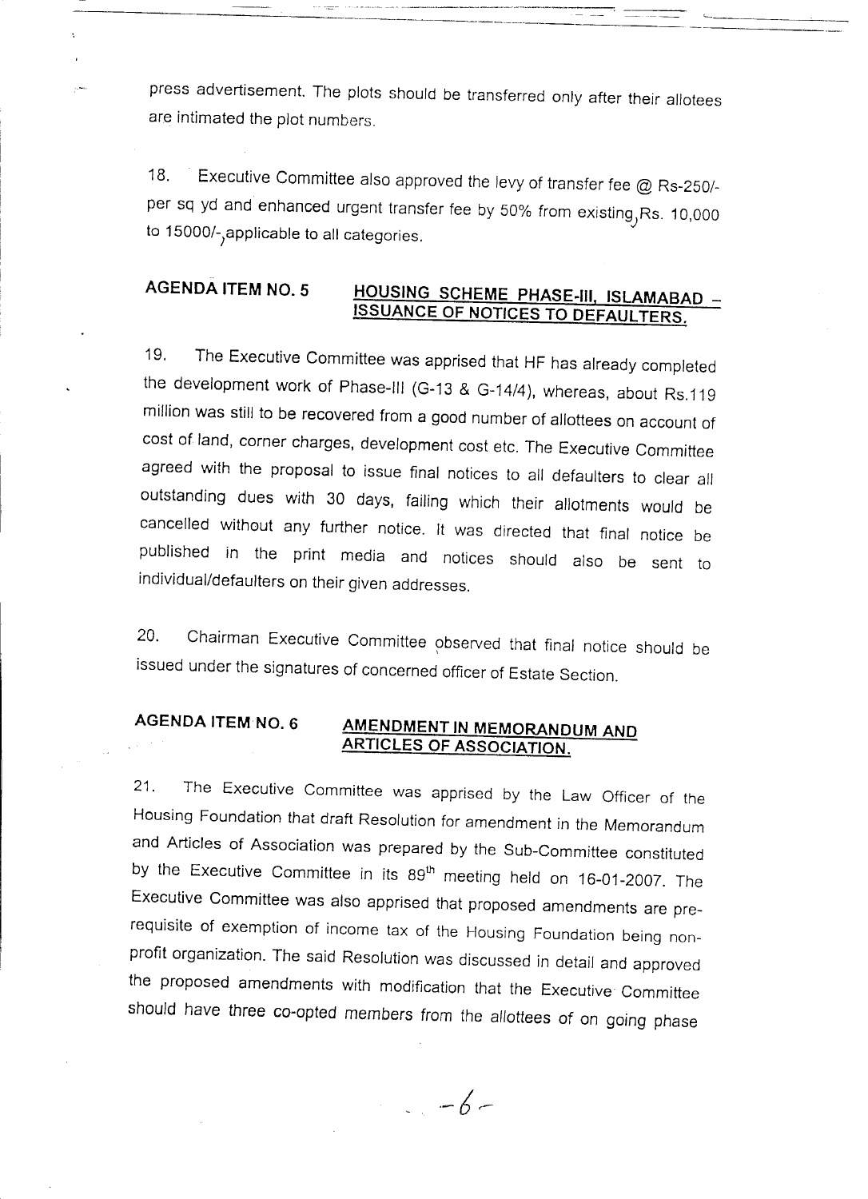press advertisement. The plots should be transferred only after their allotees are intimated the plot numbers.

18. Executive Committee also approved the levy of transfer fee @ Rs-250/- per sq yd and enhanced urgent transfer fee by 50% from existing, Rs. 10,000 to 15000/-, applicable to all categories.

**AGENDA ITEM NO. 5** **HOUSING SCHEME PHASE-III, ISLAMABAD – ISSUANCE OF NOTICES TO DEFAULTERS.**

19. The Executive Committee was apprised that HF has already completed the development work of Phase-III (G-13 & G-14/4), whereas, about Rs.119 million was still to be recovered from a good number of allottees on account of cost of land, corner charges, development cost etc. The Executive Committee agreed with the proposal to issue final notices to all defaulters to clear all outstanding dues with 30 days, failing which their allotments would be cancelled without any further notice. It was directed that final notice be published in the print media and notices should also be sent to individual/defaulters on their given addresses.

20. Chairman Executive Committee observed that final notice should be issued under the signatures of concerned officer of Estate Section.

**AGENDA ITEM NO. 6** **AMENDMENT IN MEMORANDUM AND ARTICLES OF ASSOCIATION.**

21. The Executive Committee was apprised by the Law Officer of the Housing Foundation that draft Resolution for amendment in the Memorandum and Articles of Association was prepared by the Sub-Committee constituted by the Executive Committee in its 89th meeting held on 16-01-2007. The Executive Committee was also apprised that proposed amendments are pre-requisite of exemption of income tax of the Housing Foundation being non-profit organization. The said Resolution was discussed in detail and approved the proposed amendments with modification that the Executive Committee should have three co-opted members from the allottees of on going phase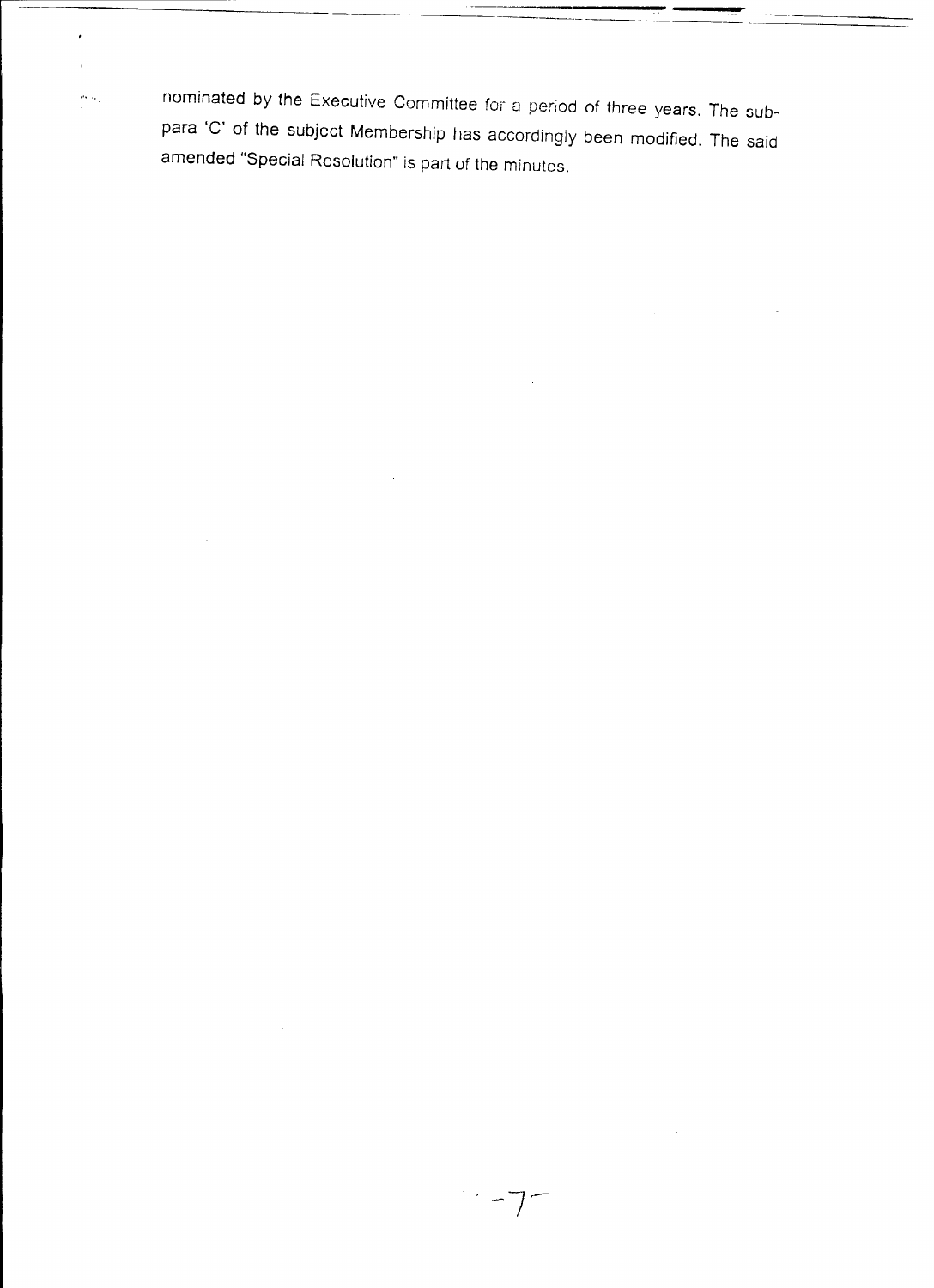nominated by the Executive Committee for a period of three years. The sub-para 'C' of the subject Membership has accordingly been modified. The said amended "Special Resolution" is part of the minutes.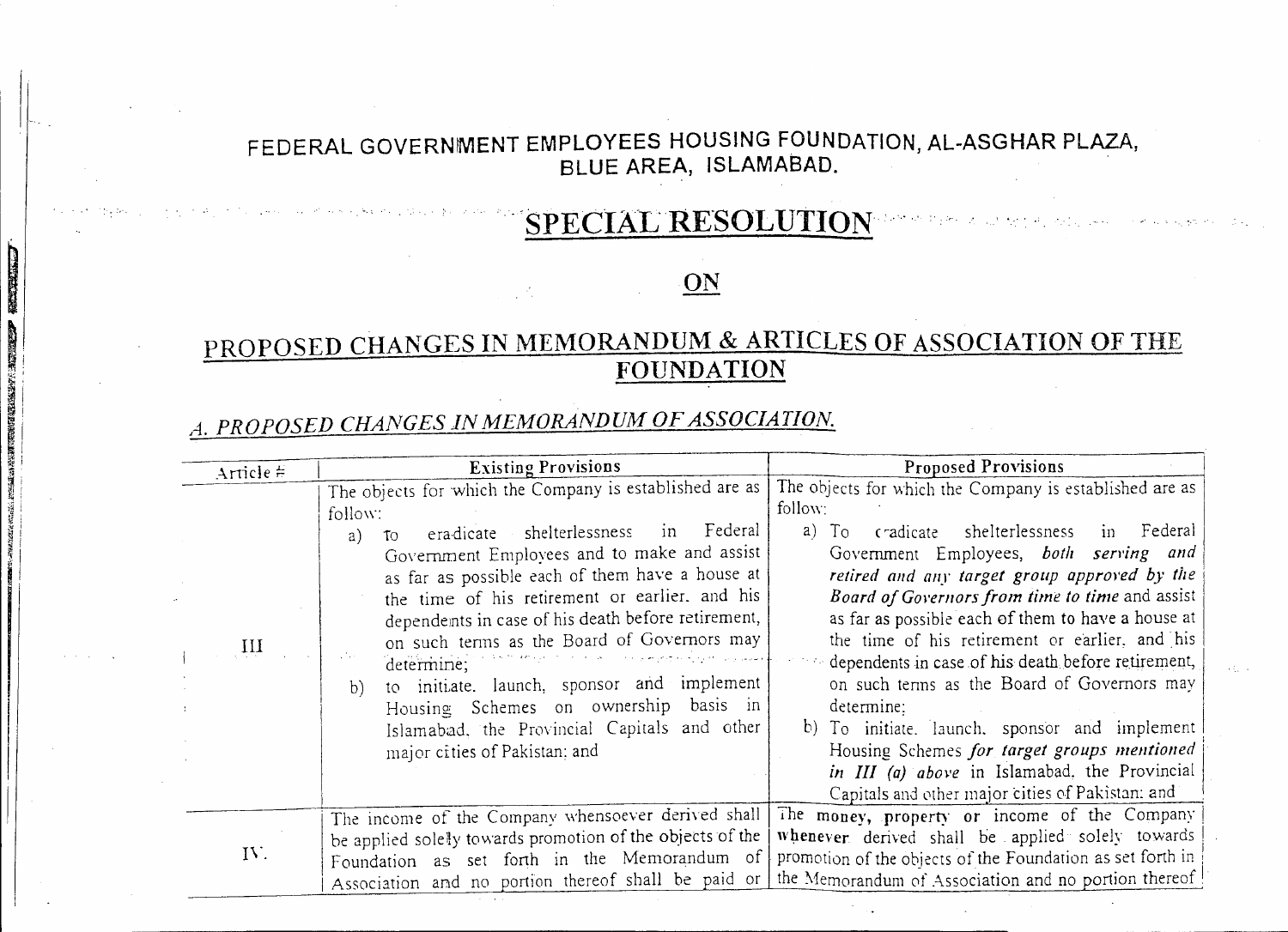# FEDERAL GOVERNMENT EMPLOYEES HOUSING FOUNDATION, AL-ASGHAR PLAZA, BLUE AREA, ISLAMABAD.

## SPECIAL RESOLUTION

## ON

## PROPOSED CHANGES IN MEMORANDUM & ARTICLES OF ASSOCIATION OF THE FOUNDATION

### *A. PROPOSED CHANGES IN MEMORANDUM OF ASSOCIATION.*

| Article # | Existing Provisions | Proposed Provisions |
| --- | --- | --- |
| III | The objects for which the Company is established are as follow:<br>a) To eradicate shelterlessness in Federal Government Employees and to make and assist as far as possible each of them have a house at the time of his retirement or earlier. and his dependents in case of his death before retirement, on such terms as the Board of Governors may determine;<br>b) to initiate. launch, sponsor and implement Housing Schemes on ownership basis in Islamabad, the Provincial Capitals and other major cities of Pakistan: and | The objects for which the Company is established are as follow:<br>a) To eradicate shelterlessness in Federal Government Employees, *both serving and retired and any target group approved by the Board of Governors from time to time* and assist as far as possible each of them to have a house at the time of his retirement or earlier, and his dependents in case of his death before retirement, on such terms as the Board of Governors may determine;<br>b) To initiate. launch. sponsor and implement Housing Schemes *for target groups mentioned in III (a) above* in Islamabad. the Provincial Capitals and other major cities of Pakistan: and |
| IV. | The income of the Company whensoever derived shall be applied solely towards promotion of the objects of the Foundation as set forth in the Memorandum of Association and no portion thereof shall be paid or | The money, property or income of the Company whenever derived shall be applied solely towards promotion of the objects of the Foundation as set forth in the Memorandum of Association and no portion thereof |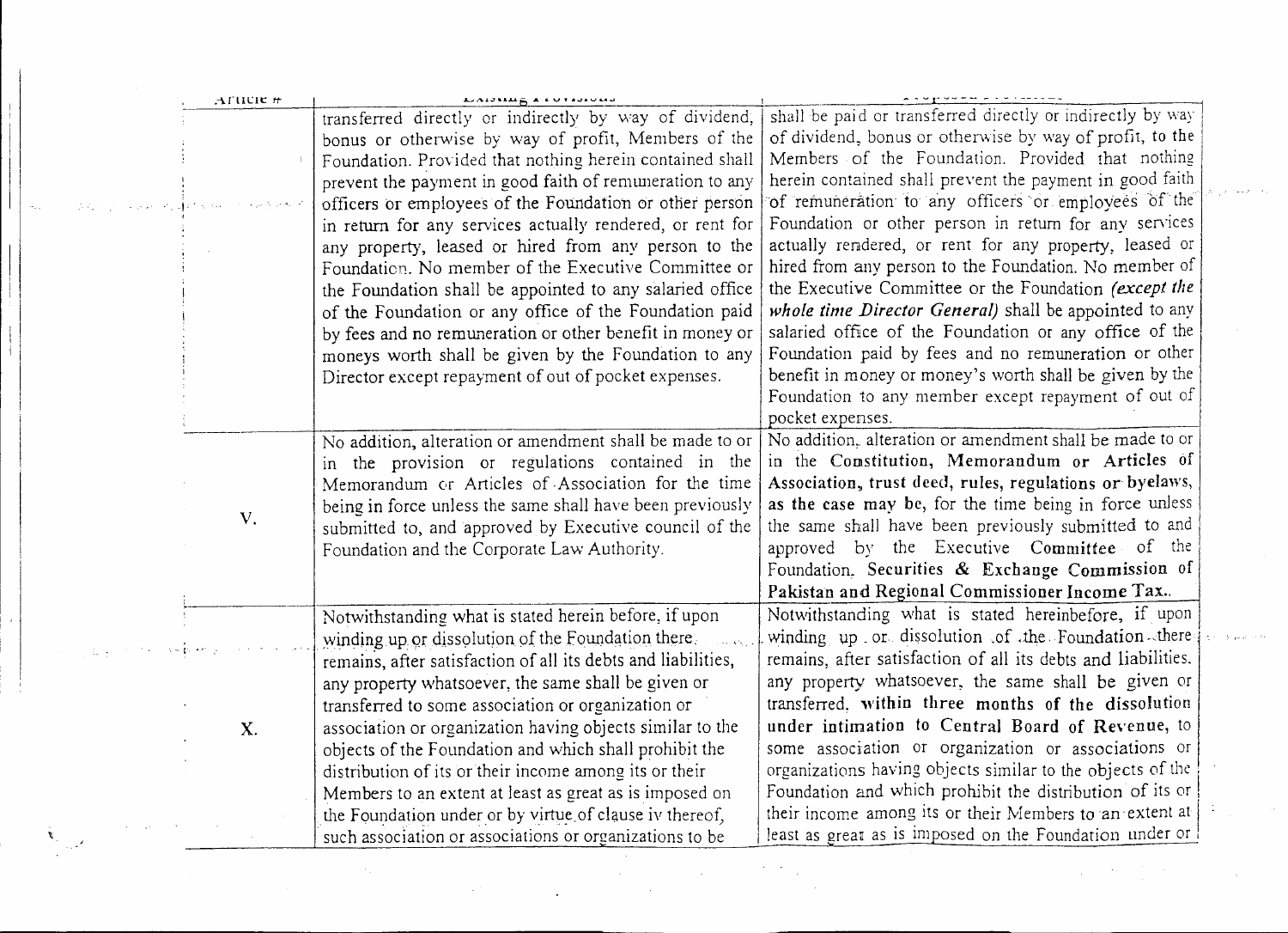| Article # | Existing Provisions | Proposed Provisions |
|---|---|---|
| | transferred directly or indirectly by way of dividend, bonus or otherwise by way of profit, Members of the Foundation. Provided that nothing herein contained shall prevent the payment in good faith of remuneration to any officers or employees of the Foundation or other person in return for any services actually rendered, or rent for any property, leased or hired from any person to the Foundation. No member of the Executive Committee or the Foundation shall be appointed to any salaried office of the Foundation or any office of the Foundation paid by fees and no remuneration or other benefit in money or moneys worth shall be given by the Foundation to any Director except repayment of out of pocket expenses. | shall be paid or transferred directly or indirectly by way of dividend, bonus or otherwise by way of profit, to the Members of the Foundation. Provided that nothing herein contained shall prevent the payment in good faith of remuneration to any officers or employees of the Foundation or other person in return for any services actually rendered, or rent for any property, leased or hired from any person to the Foundation. No member of the Executive Committee or the Foundation ***(except the whole time Director General)*** shall be appointed to any salaried office of the Foundation or any office of the Foundation paid by fees and no remuneration or other benefit in money or money's worth shall be given by the Foundation to any member except repayment of out of pocket expenses. |
| V. | No addition, alteration or amendment shall be made to or in the provision or regulations contained in the Memorandum or Articles of Association for the time being in force unless the same shall have been previously submitted to, and approved by Executive council of the Foundation and the Corporate Law Authority. | No addition, alteration or amendment shall be made to or in the **Constitution, Memorandum or Articles of Association, trust deed, rules, regulations or byelaws, as the case may be,** for the time being in force unless the same shall have been previously submitted to and approved by the Executive **Committee** of the Foundation, **Securities & Exchange Commission of Pakistan and Regional Commissioner Income Tax.**. |
| X. | Notwithstanding what is stated herein before, if upon winding up or dissolution of the Foundation there remains, after satisfaction of all its debts and liabilities, any property whatsoever, the same shall be given or transferred to some association or organization or association or organization having objects similar to the objects of the Foundation and which shall prohibit the distribution of its or their income among its or their Members to an extent at least as great as is imposed on the Foundation under or by virtue of clause iv thereof, such association or associations or organizations to be | Notwithstanding what is stated hereinbefore, if upon winding up or dissolution of the Foundation there remains, after satisfaction of all its debts and liabilities, any property whatsoever, the same shall be given or transferred, **within three months of the dissolution under intimation to Central Board of Revenue,** to some association or organization or associations or organizations having objects similar to the objects of the Foundation and which prohibit the distribution of its or their income among its or their Members to an extent at least as great as is imposed on the Foundation under or |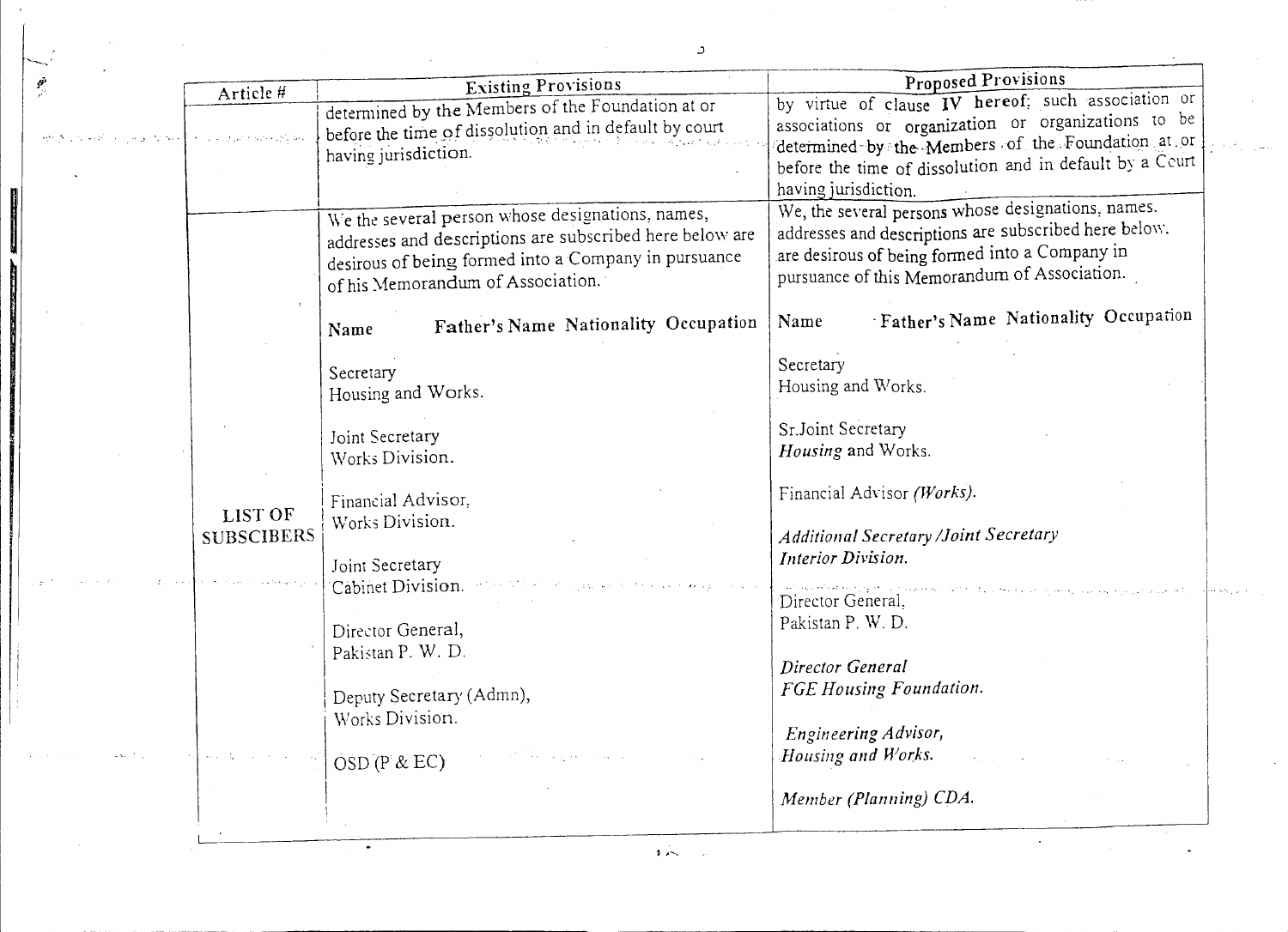| Article # | Existing Provisions | Proposed Provisions |
|---|---|---|
| | determined by the Members of the Foundation at or before the time of dissolution and in default by court having jurisdiction. | by virtue of clause **IV hereof**; such association or associations or organization or organizations to be determined by the Members of the Foundation at or before the time of dissolution and in default by a Court having jurisdiction. |
| **LIST OF SUBSCIBERS** | We the several person whose designations, names, addresses and descriptions are subscribed here below are desirous of being formed into a Company in pursuance of his Memorandum of Association.<br><br>**Name Father's Name Nationality Occupation**<br><br>Secretary<br>Housing and Works.<br><br>Joint Secretary<br>Works Division.<br><br>Financial Advisor,<br>Works Division.<br><br>Joint Secretary<br>Cabinet Division.<br><br>Director General,<br>Pakistan P. W. D.<br><br>Deputy Secretary (Admn),<br>Works Division.<br><br>OSD (P & EC) | We, the several persons whose designations, names, addresses and descriptions are subscribed here below, are desirous of being formed into a Company in pursuance of this Memorandum of Association.<br><br>Name **Father's Name Nationality Occupation**<br><br>Secretary<br>Housing and Works.<br><br>Sr.Joint Secretary<br>*Housing* and Works.<br><br>Financial Advisor *(Works)*.<br><br>*Additional Secretary /Joint Secretary*<br>*Interior Division.*<br><br>Director General,<br>Pakistan P. W. D.<br><br>*Director General*<br>*FGE Housing Foundation.*<br><br>*Engineering Advisor,*<br>*Housing and Works.*<br><br>*Member (Planning) CDA.* |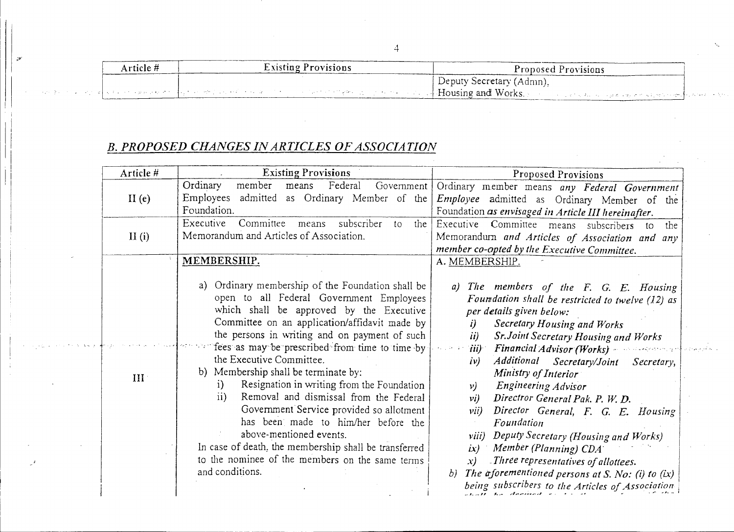| Article # | Existing Provisions | Proposed Provisions |
|---|---|---|
| | | Deputy Secretary (Admn), Housing and Works. |

## *B. PROPOSED CHANGES IN ARTICLES OF ASSOCIATION*

| Article # | Existing Provisions | Proposed Provisions |
|---|---|---|
| II (e) | Ordinary member means Federal Government Employees admitted as Ordinary Member of the Foundation. | Ordinary member means *any Federal Government Employee* admitted as Ordinary Member of the Foundation *as envisaged in Article III hereinafter.* |
| II (i) | Executive Committee means subscriber to the Memorandum and Articles of Association. | Executive Committee means subscribers to the Memorandum *and Articles of Association and any member co-opted by the Executive Committee.* |
| III | **MEMBERSHIP.**<br><br>a) Ordinary membership of the Foundation shall be open to all Federal Government Employees which shall be approved by the Executive Committee on an application/affidavit made by the persons in writing and on payment of such fees as may be prescribed from time to time by the Executive Committee.<br>b) Membership shall be terminate by:<br>i) Resignation in writing from the Foundation<br>ii) Removal and dismissal from the Federal Government Service provided so allotment has been made to him/her before the above-mentioned events.<br>In case of death, the membership shall be transferred to the nominee of the members on the same terms and conditions. | A. MEMBERSHIP.<br><br>*a) The members of the F. G. E. Housing Foundation shall be restricted to twelve (12) as per details given below:*<br>*i) Secretary Housing and Works*<br>*ii) Sr.Joint Secretary Housing and Works*<br>*iii) Financial Advisor (Works)*<br>*iv) Additional Secretary/Joint Secretary, Ministry of Interior*<br>*v) Engineering Advisor*<br>*vi) Directror General Pak. P. W. D.*<br>*vii) Director General, F. G. E. Housing Foundation*<br>*viii) Deputy Secretary (Housing and Works)*<br>*ix) Member (Planning) CDA*<br>*x) Three representatives of allottees.*<br>*b) The aforementioned persons at S. No: (i) to (ix) being subscribers to the Articles of Association* |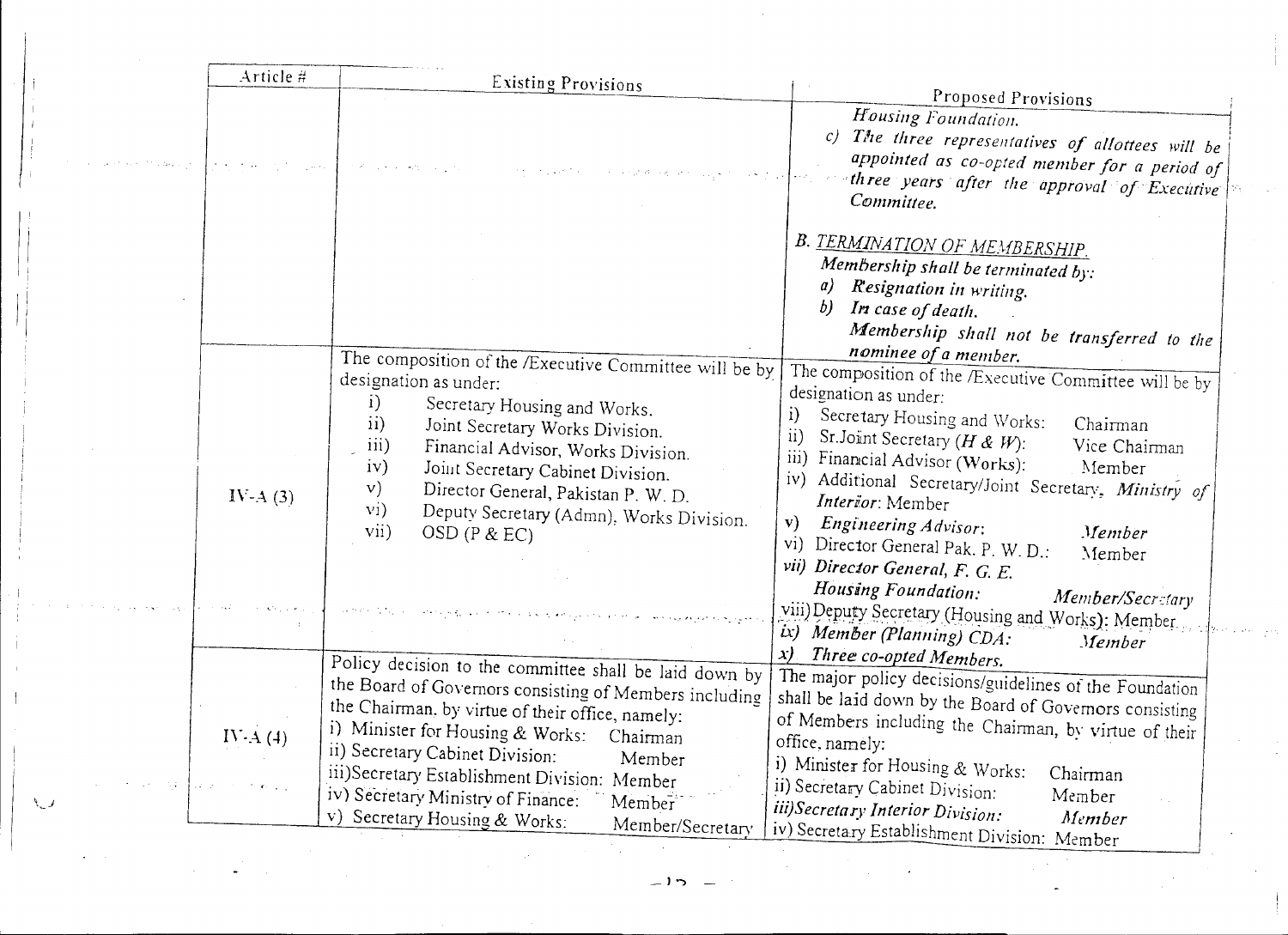| Article # | Existing Provisions | Proposed Provisions |
|---|---|---|
| | | *Housing Foundation.*<br>*c) The three representatives of allottees will be appointed as co-opted member for a period of three years after the approval of Executive Committee.*<br><br>*B. TERMINATION OF MEMBERSHIP.*<br>*Membership shall be terminated by:*<br>*a) Resignation in writing.*<br>*b) In case of death.*<br>*Membership shall not be transferred to the nominee of a member.* |
| IV-A (3) | The composition of the /Executive Committee will be by designation as under:<br>i) Secretary Housing and Works.<br>ii) Joint Secretary Works Division.<br>iii) Financial Advisor, Works Division.<br>iv) Joint Secretary Cabinet Division.<br>v) Director General, Pakistan P. W. D.<br>vi) Deputy Secretary (Admn), Works Division.<br>vii) OSD (P & EC) | The composition of the /Executive Committee will be by designation as under:<br>i) Secretary Housing and Works: Chairman<br>ii) Sr.Joint Secretary (*H & W*): Vice Chairman<br>iii) Financial Advisor (Works): Member<br>iv) Additional Secretary/Joint Secretary, *Ministry of Interior*: Member<br>v) *Engineering Advisor: Member*<br>vi) Director General Pak. P. W. D.: Member<br>*vii) Director General, F. G. E. Housing Foundation: Member/Secretary*<br>viii) Deputy Secretary (Housing and Works): Member<br>*ix) Member (Planning) CDA: Member*<br>*x) Three co-opted Members.* |
| IV-A (4) | Policy decision to the committee shall be laid down by the Board of Governors consisting of Members including the Chairman, by virtue of their office, namely:<br>i) Minister for Housing & Works: Chairman<br>ii) Secretary Cabinet Division: Member<br>iii) Secretary Establishment Division: Member<br>iv) Secretary Ministry of Finance: Member<br>v) Secretary Housing & Works: Member/Secretary | The major policy decisions/guidelines of the Foundation shall be laid down by the Board of Governors consisting of Members including the Chairman, by virtue of their office, namely:<br>i) Minister for Housing & Works: Chairman<br>ii) Secretary Cabinet Division: Member<br>*iii) Secretary Interior Division: Member*<br>iv) Secretary Establishment Division: Member |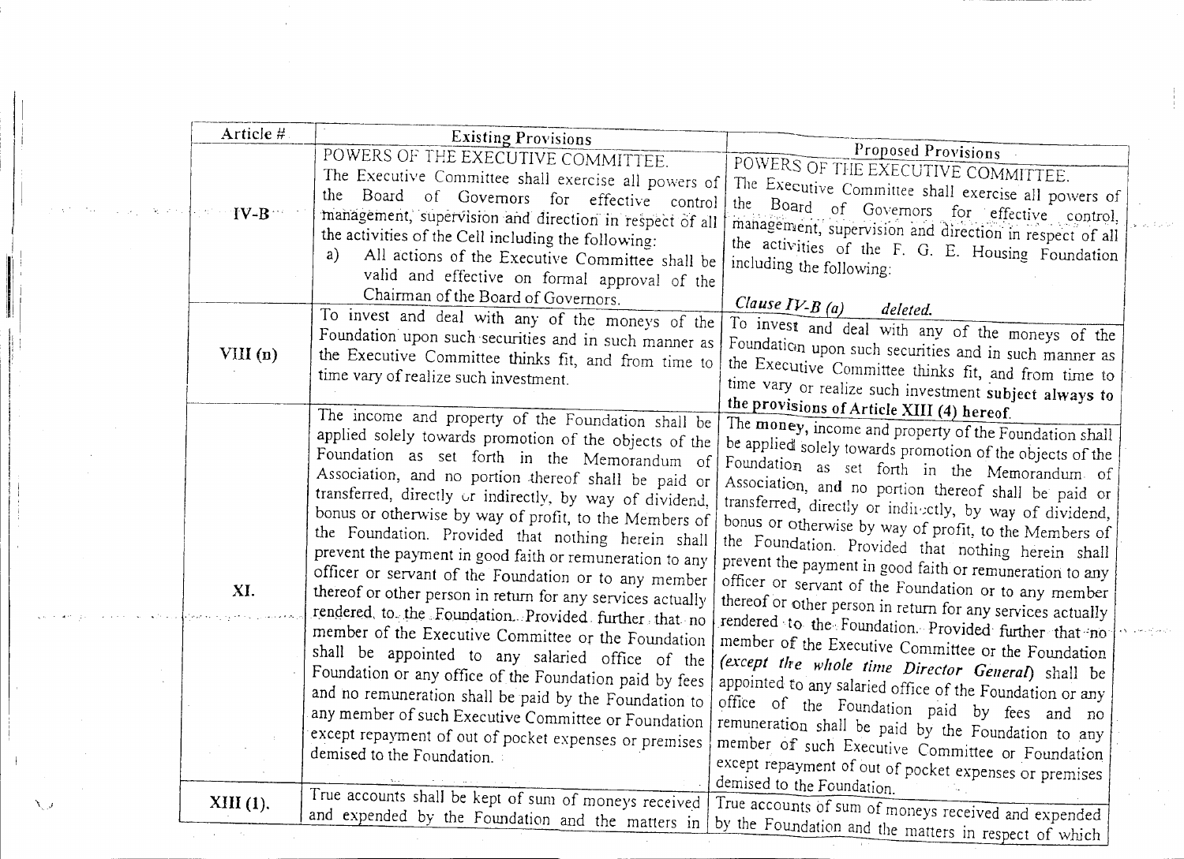| Article # | Existing Provisions | Proposed Provisions |
|---|---|---|
| IV-B | POWERS OF THE EXECUTIVE COMMITTEE. The Executive Committee shall exercise all powers of the Board of Governors for effective control management, supervision and direction in respect of all the activities of the Cell including the following: a) All actions of the Executive Committee shall be valid and effective on formal approval of the Chairman of the Board of Governors. | POWERS OF THE EXECUTIVE COMMITTEE. The Executive Committee shall exercise all powers of the Board of Governors for effective control, management, supervision and direction in respect of all the activities of the F. G. E. Housing Foundation including the following: *Clause IV-B (a) deleted.* |
| VIII (n) | To invest and deal with any of the moneys of the Foundation upon such securities and in such manner as the Executive Committee thinks fit, and from time to time vary of realize such investment. | To invest and deal with any of the moneys of the Foundation upon such securities and in such manner as the Executive Committee thinks fit, and from time to time vary or realize such investment **subject always to the provisions of Article XIII (4) hereof.** |
| XI. | The income and property of the Foundation shall be applied solely towards promotion of the objects of the Foundation as set forth in the Memorandum of Association, and no portion thereof shall be paid or transferred, directly or indirectly, by way of dividend, bonus or otherwise by way of profit, to the Members of the Foundation. Provided that nothing herein shall prevent the payment in good faith or remuneration to any officer or servant of the Foundation or to any member thereof or other person in return for any services actually rendered to the Foundation. Provided further that no member of the Executive Committee or the Foundation shall be appointed to any salaried office of the Foundation or any office of the Foundation paid by fees and no remuneration shall be paid by the Foundation to any member of such Executive Committee or Foundation except repayment of out of pocket expenses or premises demised to the Foundation. | The **money**, income and property of the Foundation shall be applied solely towards promotion of the objects of the Foundation as set forth in the Memorandum of Association, and no portion thereof shall be paid or transferred, directly or indirectly, by way of dividend, bonus or otherwise by way of profit, to the Members of the Foundation. Provided that nothing herein shall prevent the payment in good faith or remuneration to any officer or servant of the Foundation or to any member thereof or other person in return for any services actually rendered to the Foundation. Provided further that no member of the Executive Committee or the Foundation ***(except the whole time Director General)*** shall be appointed to any salaried office of the Foundation or any office of the Foundation paid by fees and no remuneration shall be paid by the Foundation to any member of such Executive Committee or Foundation except repayment of out of pocket expenses or premises demised to the Foundation. |
| XIII (1). | True accounts shall be kept of sum of moneys received and expended by the Foundation and the matters in | True accounts of sum of moneys received and expended by the Foundation and the matters in respect of which |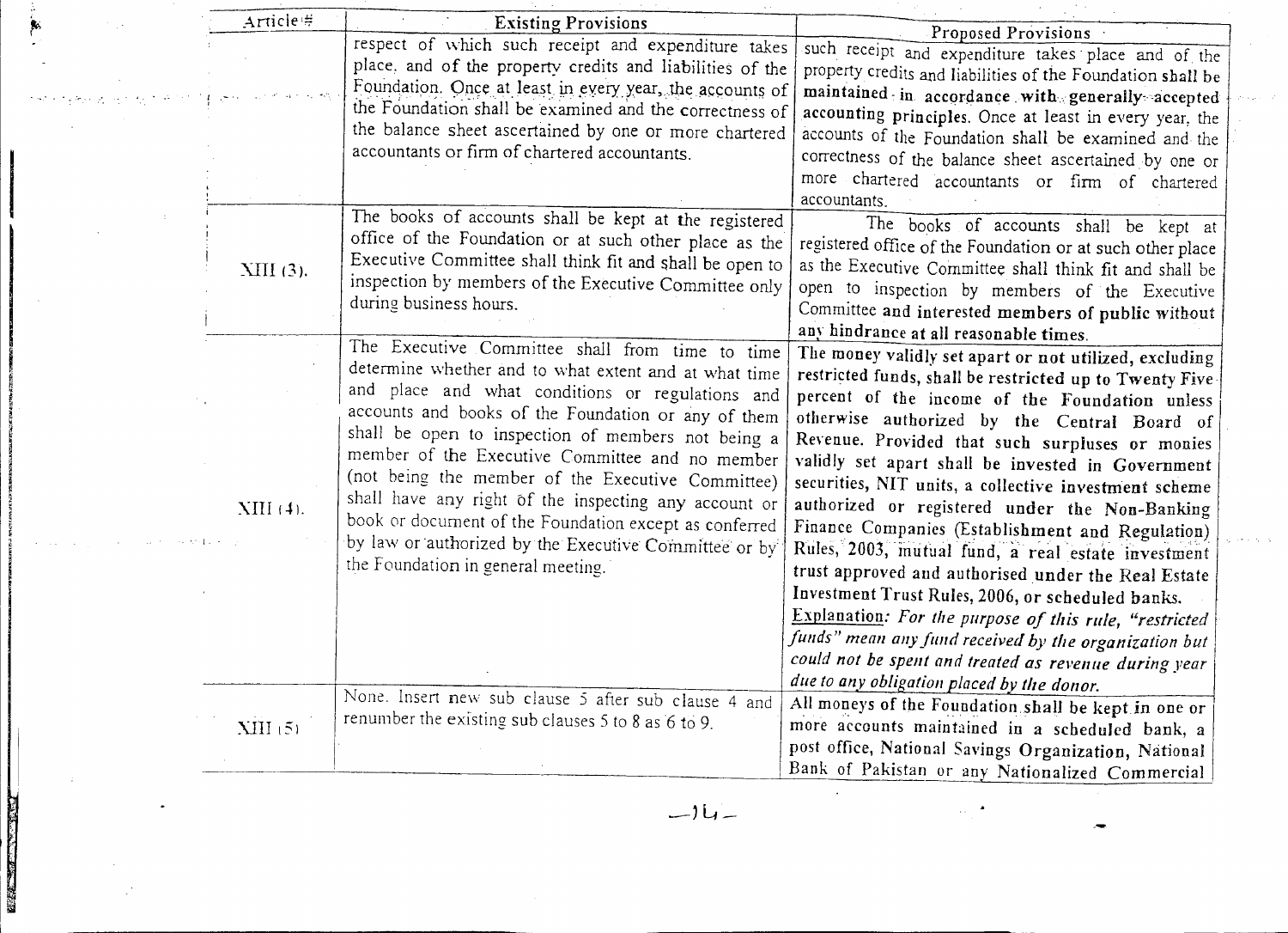| Article # | Existing Provisions | Proposed Provisions |
| --- | --- | --- |
| | respect of which such receipt and expenditure takes place, and of the property credits and liabilities of the Foundation. Once at least in every year, the accounts of the Foundation shall be examined and the correctness of the balance sheet ascertained by one or more chartered accountants or firm of chartered accountants. | such receipt and expenditure takes place and of the property credits and liabilities of the Foundation shall be **maintained in accordance with generally accepted accounting principles.** Once at least in every year, the accounts of the Foundation shall be examined and the correctness of the balance sheet ascertained by one or more chartered accountants or firm of chartered accountants. |
| XIII (3). | The books of accounts shall be kept at the registered office of the Foundation or at such other place as the Executive Committee shall think fit and shall be open to inspection by members of the Executive Committee only during business hours. | The books of accounts shall be kept at registered office of the Foundation or at such other place as the Executive Committee shall think fit and shall be open to inspection by members of the Executive Committee **and interested members of public without any hindrance at all reasonable times.** |
| XIII (4). | The Executive Committee shall from time to time determine whether and to what extent and at what time and place and what conditions or regulations and accounts and books of the Foundation or any of them shall be open to inspection of members not being a member of the Executive Committee and no member (not being the member of the Executive Committee) shall have any right of the inspecting any account or book or document of the Foundation except as conferred by law or authorized by the Executive Committee or by the Foundation in general meeting. | **The money validly set apart or not utilized, excluding restricted funds, shall be restricted up to Twenty Five percent of the income of the Foundation unless otherwise authorized by the Central Board of Revenue. Provided that such surpluses or monies validly set apart shall be invested in Government securities, NIT units, a collective investment scheme authorized or registered under the Non-Banking Finance Companies (Establishment and Regulation) Rules, 2003, mutual fund, a real estate investment trust approved and authorised under the Real Estate Investment Trust Rules, 2006, or scheduled banks.** <br> Explanation: *For the purpose of this rule, "restricted funds" mean any fund received by the organization but could not be spent and treated as revenue during year due to any obligation placed by the donor.* |
| XIII (5) | None. Insert new sub clause 5 after sub clause 4 and renumber the existing sub clauses 5 to 8 as 6 to 9. | **All moneys of the Foundation shall be kept in one or more accounts maintained in a scheduled bank, a post office, National Savings Organization, National Bank of Pakistan or any Nationalized Commercial** |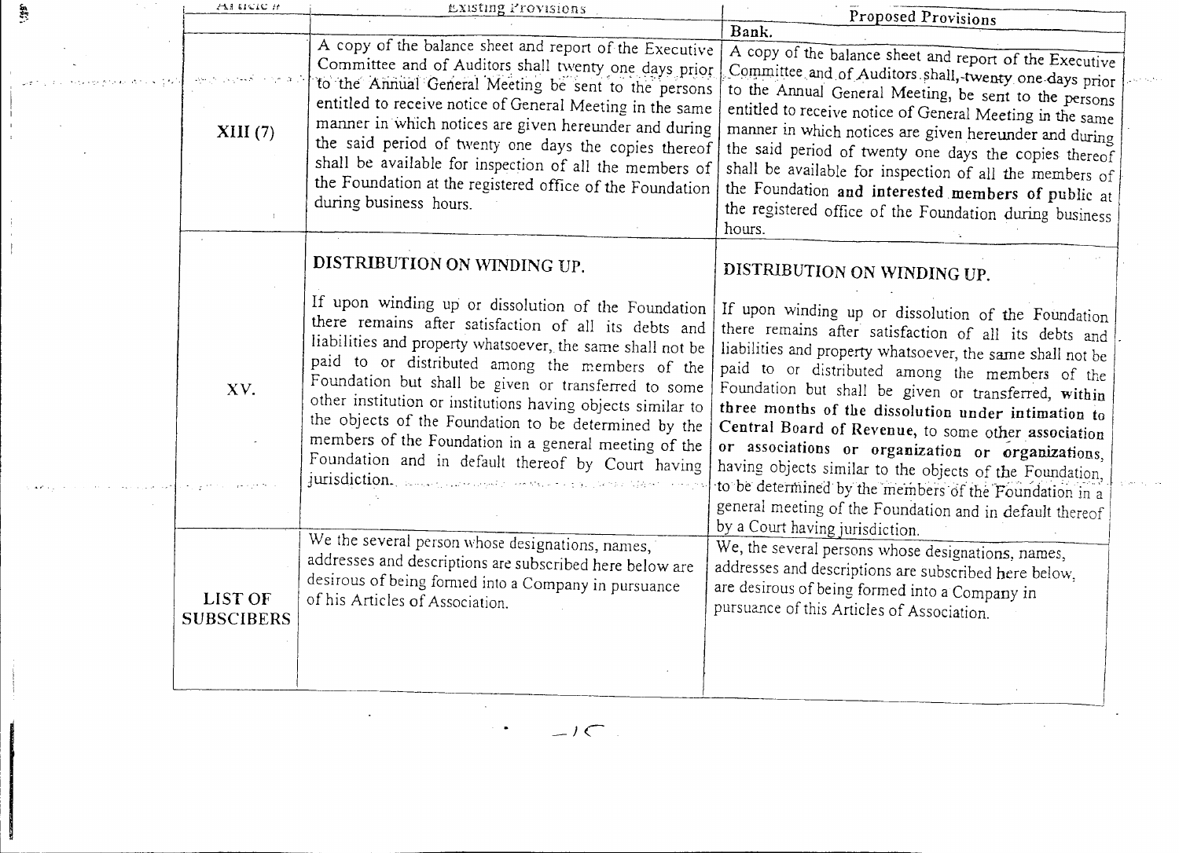| Article # | Existing Provisions | Proposed Provisions |
|---|---|---|
| | | Bank. |
| XIII (7) | A copy of the balance sheet and report of the Executive Committee and of Auditors shall twenty one days prior to the Annual General Meeting be sent to the persons entitled to receive notice of General Meeting in the same manner in which notices are given hereunder and during the said period of twenty one days the copies thereof shall be available for inspection of all the members of the Foundation at the registered office of the Foundation during business hours. | A copy of the balance sheet and report of the Executive Committee and of Auditors shall, twenty one days prior to the Annual General Meeting, be sent to the persons entitled to receive notice of General Meeting in the same manner in which notices are given hereunder and during the said period of twenty one days the copies thereof shall be available for inspection of all the members of the Foundation **and interested members of public** at the registered office of the Foundation during business hours. |
| XV. | **DISTRIBUTION ON WINDING UP.** If upon winding up or dissolution of the Foundation there remains after satisfaction of all its debts and liabilities and property whatsoever, the same shall not be paid to or distributed among the members of the Foundation but shall be given or transferred to some other institution or institutions having objects similar to the objects of the Foundation to be determined by the members of the Foundation in a general meeting of the Foundation and in default thereof by Court having jurisdiction. | **DISTRIBUTION ON WINDING UP.** If upon winding up or dissolution of the Foundation there remains after satisfaction of all its debts and liabilities and property whatsoever, the same shall not be paid to or distributed among the members of the Foundation but shall be given or transferred, **within three months of the dissolution under intimation to Central Board of Revenue**, to some other **association or associations or organization or organizations**, having objects similar to the objects of the Foundation, to be determined by the members of the Foundation in a general meeting of the Foundation and in default thereof by a Court having jurisdiction. |
| LIST OF SUBSCRIBERS | We the several person whose designations, names, addresses and descriptions are subscribed here below are desirous of being formed into a Company in pursuance of his Articles of Association. | We, the several persons whose designations, names, addresses and descriptions are subscribed here below, are desirous of being formed into a Company in pursuance of this Articles of Association. |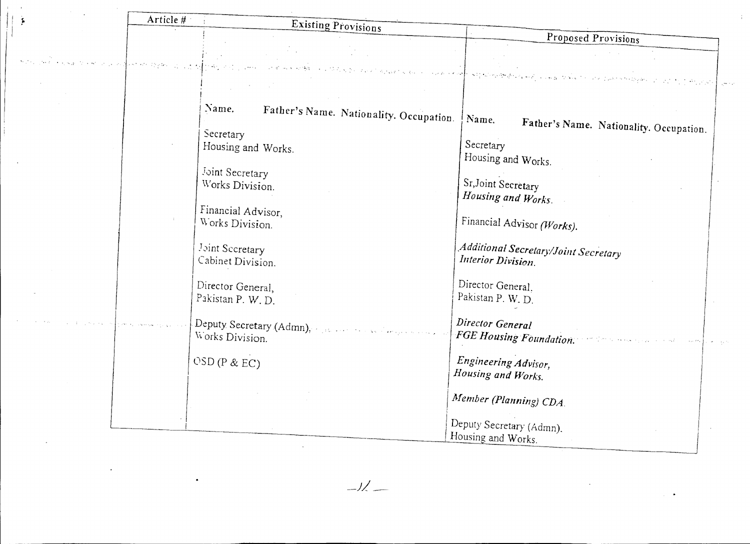| Article # | Existing Provisions | Proposed Provisions |
|---|---|---|
| | Name. Father's Name. Nationality. Occupation. | Name. Father's Name. Nationality. Occupation. |
| | Secretary<br>Housing and Works. | Secretary<br>Housing and Works. |
| | Joint Secretary<br>Works Division. | Sr,Joint Secretary<br>*Housing and Works.* |
| | Financial Advisor,<br>Works Division. | Financial Advisor *(Works).* |
| | Joint Secretary<br>Cabinet Division. | *Additional Secretary/Joint Secretary*<br>*Interior Division.* |
| | Director General,<br>Pakistan P. W. D. | Director General.<br>Pakistan P. W. D. |
| | Deputy Secretary (Admn),<br>Works Division. | *Director General*<br>*FGE Housing Foundation.* |
| | OSD (P & EC) | *Engineering Advisor,*<br>*Housing and Works.* |
| | | *Member (Planning) CDA.* |
| | | Deputy Secretary (Admn).<br>Housing and Works. |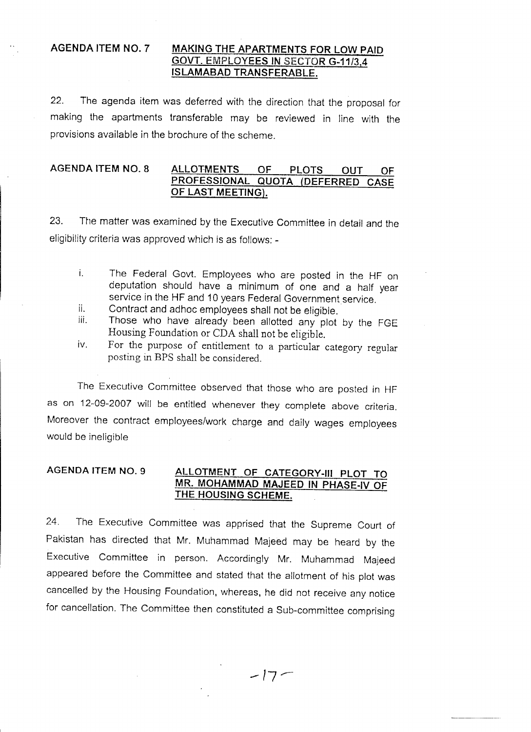**AGENDA ITEM NO. 7** **MAKING THE APARTMENTS FOR LOW PAID GOVT. EMPLOYEES IN SECTOR G-11/3,4 ISLAMABAD TRANSFERABLE.**

22. The agenda item was deferred with the direction that the proposal for making the apartments transferable may be reviewed in line with the provisions available in the brochure of the scheme.

**AGENDA ITEM NO. 8** **ALLOTMENTS OF PLOTS OUT OF PROFESSIONAL QUOTA (DEFERRED CASE OF LAST MEETING).**

23. The matter was examined by the Executive Committee in detail and the eligibility criteria was approved which is as follows: -

i. The Federal Govt. Employees who are posted in the HF on deputation should have a minimum of one and a half year service in the HF and 10 years Federal Government service.

ii. Contract and adhoc employees shall not be eligible.

iii. Those who have already been allotted any plot by the FGE Housing Foundation or CDA shall not be eligible.

iv. For the purpose of entitlement to a particular category regular posting in BPS shall be considered.

The Executive Committee observed that those who are posted in HF as on 12-09-2007 will be entitled whenever they complete above criteria. Moreover the contract employees/work charge and daily wages employees would be ineligible

**AGENDA ITEM NO. 9** **ALLOTMENT OF CATEGORY-III PLOT TO MR. MOHAMMAD MAJEED IN PHASE-IV OF THE HOUSING SCHEME.**

24. The Executive Committee was apprised that the Supreme Court of Pakistan has directed that Mr. Muhammad Majeed may be heard by the Executive Committee in person. Accordingly Mr. Muhammad Majeed appeared before the Committee and stated that the allotment of his plot was cancelled by the Housing Foundation, whereas, he did not receive any notice for cancellation. The Committee then constituted a Sub-committee comprising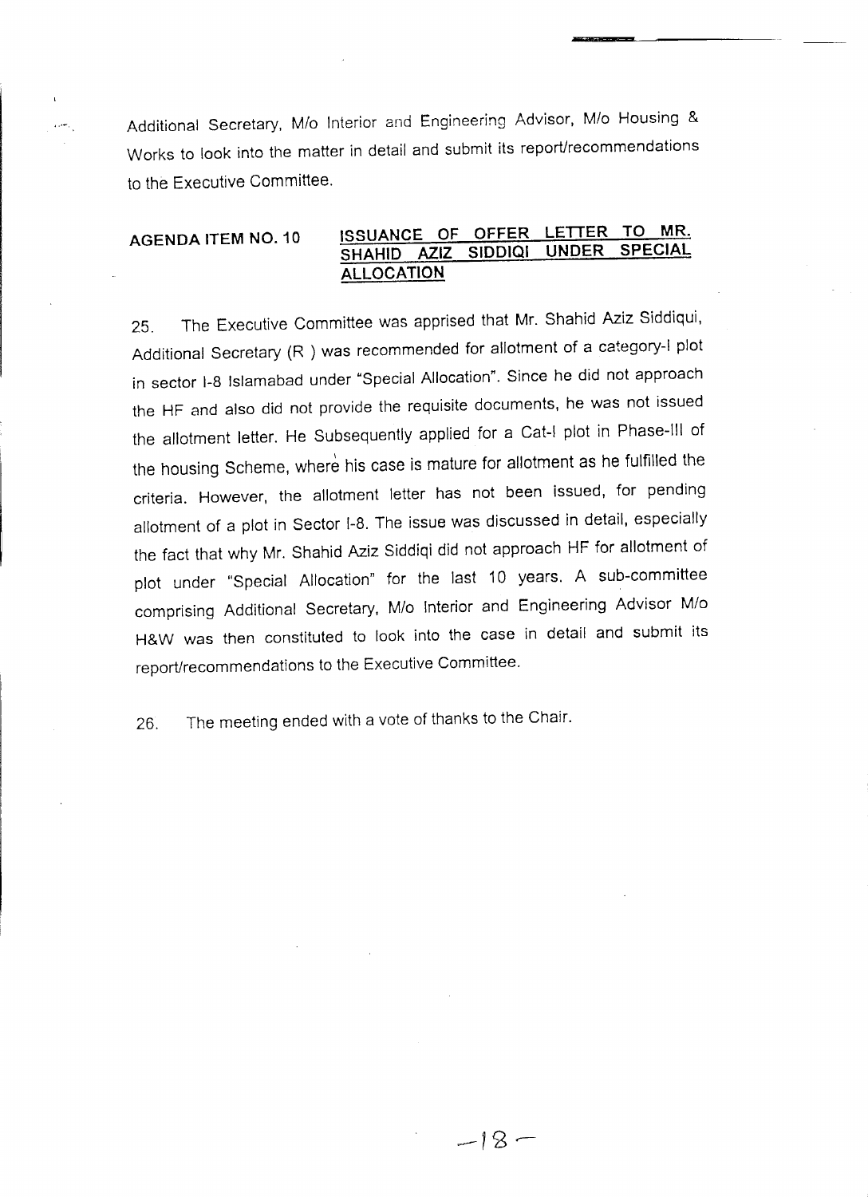Additional Secretary, M/o Interior and Engineering Advisor, M/o Housing & Works to look into the matter in detail and submit its report/recommendations to the Executive Committee.

**AGENDA ITEM NO. 10** <u>**ISSUANCE OF OFFER LETTER TO MR. SHAHID AZIZ SIDDIQI UNDER SPECIAL ALLOCATION**</u>

25. The Executive Committee was apprised that Mr. Shahid Aziz Siddiqui, Additional Secretary (R ) was recommended for allotment of a category-I plot in sector I-8 Islamabad under "Special Allocation". Since he did not approach the HF and also did not provide the requisite documents, he was not issued the allotment letter. He Subsequently applied for a Cat-I plot in Phase-III of the housing Scheme, where his case is mature for allotment as he fulfilled the criteria. However, the allotment letter has not been issued, for pending allotment of a plot in Sector I-8. The issue was discussed in detail, especially the fact that why Mr. Shahid Aziz Siddiqi did not approach HF for allotment of plot under "Special Allocation" for the last 10 years. A sub-committee comprising Additional Secretary, M/o Interior and Engineering Advisor M/o H&W was then constituted to look into the case in detail and submit its report/recommendations to the Executive Committee.

26. The meeting ended with a vote of thanks to the Chair.